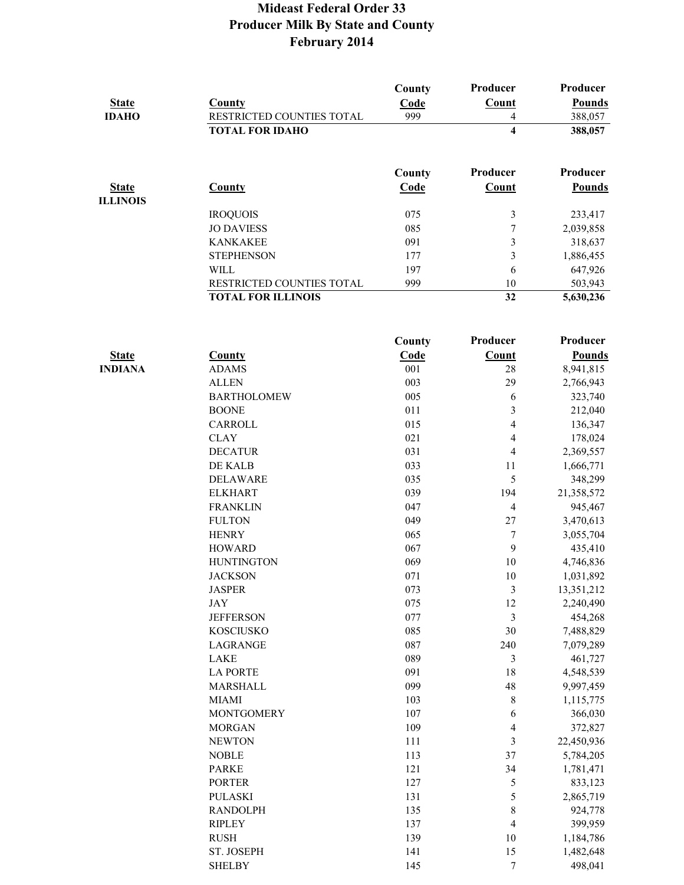# Mideast Federal Order 33
## Producer Milk By State and County
## February 2014

| State | County | County Code | Producer Count | Producer Pounds |
|---|---|---|---|---|
| IDAHO | RESTRICTED COUNTIES TOTAL | 999 | 4 | 388,057 |
| | **TOTAL FOR IDAHO** | | **4** | **388,057** |

| State | County | County Code | Producer Count | Producer Pounds |
|---|---|---|---|---|
| ILLINOIS | | | | |
| | IROQUOIS | 075 | 3 | 233,417 |
| | JO DAVIESS | 085 | 7 | 2,039,858 |
| | KANKAKEE | 091 | 3 | 318,637 |
| | STEPHENSON | 177 | 3 | 1,886,455 |
| | WILL | 197 | 6 | 647,926 |
| | RESTRICTED COUNTIES TOTAL | 999 | 10 | 503,943 |
| | **TOTAL FOR ILLINOIS** | | **32** | **5,630,236** |

| State | County | County Code | Producer Count | Producer Pounds |
|---|---|---|---|---|
| INDIANA | ADAMS | 001 | 28 | 8,941,815 |
| | ALLEN | 003 | 29 | 2,766,943 |
| | BARTHOLOMEW | 005 | 6 | 323,740 |
| | BOONE | 011 | 3 | 212,040 |
| | CARROLL | 015 | 4 | 136,347 |
| | CLAY | 021 | 4 | 178,024 |
| | DECATUR | 031 | 4 | 2,369,557 |
| | DE KALB | 033 | 11 | 1,666,771 |
| | DELAWARE | 035 | 5 | 348,299 |
| | ELKHART | 039 | 194 | 21,358,572 |
| | FRANKLIN | 047 | 4 | 945,467 |
| | FULTON | 049 | 27 | 3,470,613 |
| | HENRY | 065 | 7 | 3,055,704 |
| | HOWARD | 067 | 9 | 435,410 |
| | HUNTINGTON | 069 | 10 | 4,746,836 |
| | JACKSON | 071 | 10 | 1,031,892 |
| | JASPER | 073 | 3 | 13,351,212 |
| | JAY | 075 | 12 | 2,240,490 |
| | JEFFERSON | 077 | 3 | 454,268 |
| | KOSCIUSKO | 085 | 30 | 7,488,829 |
| | LAGRANGE | 087 | 240 | 7,079,289 |
| | LAKE | 089 | 3 | 461,727 |
| | LA PORTE | 091 | 18 | 4,548,539 |
| | MARSHALL | 099 | 48 | 9,997,459 |
| | MIAMI | 103 | 8 | 1,115,775 |
| | MONTGOMERY | 107 | 6 | 366,030 |
| | MORGAN | 109 | 4 | 372,827 |
| | NEWTON | 111 | 3 | 22,450,936 |
| | NOBLE | 113 | 37 | 5,784,205 |
| | PARKE | 121 | 34 | 1,781,471 |
| | PORTER | 127 | 5 | 833,123 |
| | PULASKI | 131 | 5 | 2,865,719 |
| | RANDOLPH | 135 | 8 | 924,778 |
| | RIPLEY | 137 | 4 | 399,959 |
| | RUSH | 139 | 10 | 1,184,786 |
| | ST. JOSEPH | 141 | 15 | 1,482,648 |
| | SHELBY | 145 | 7 | 498,041 |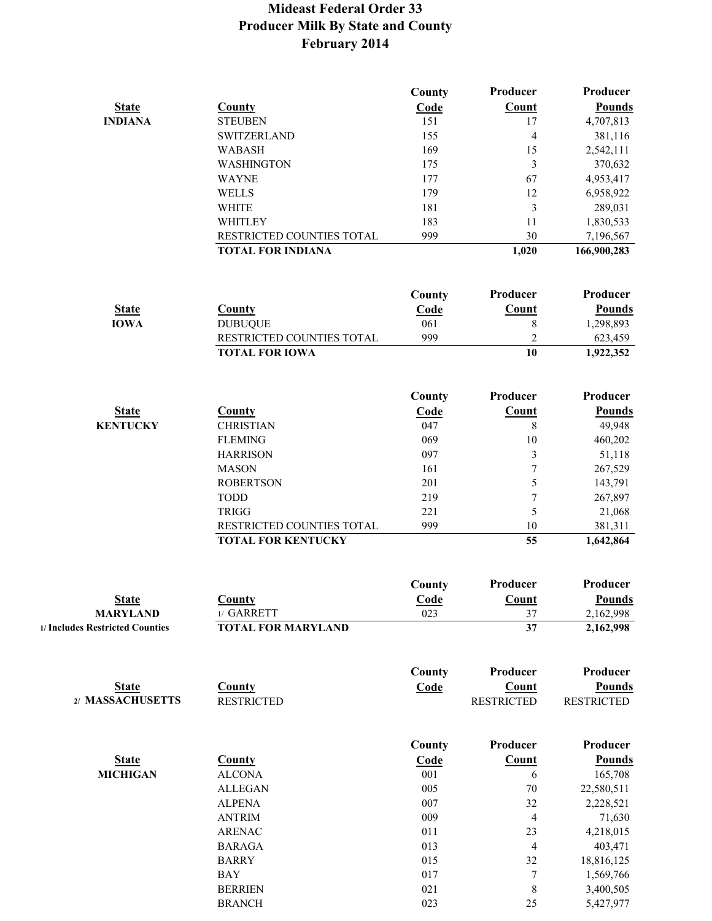# Mideast Federal Order 33
## Producer Milk By State and County
## February 2014

| State | County | County Code | Producer Count | Producer Pounds |
|---|---|---|---|---|
| INDIANA | STEUBEN | 151 | 17 | 4,707,813 |
| | SWITZERLAND | 155 | 4 | 381,116 |
| | WABASH | 169 | 15 | 2,542,111 |
| | WASHINGTON | 175 | 3 | 370,632 |
| | WAYNE | 177 | 67 | 4,953,417 |
| | WELLS | 179 | 12 | 6,958,922 |
| | WHITE | 181 | 3 | 289,031 |
| | WHITLEY | 183 | 11 | 1,830,533 |
| | RESTRICTED COUNTIES TOTAL | 999 | 30 | 7,196,567 |
| | **TOTAL FOR INDIANA** | | **1,020** | **166,900,283** |

| State | County | County Code | Producer Count | Producer Pounds |
|---|---|---|---|---|
| IOWA | DUBUQUE | 061 | 8 | 1,298,893 |
| | RESTRICTED COUNTIES TOTAL | 999 | 2 | 623,459 |
| | **TOTAL FOR IOWA** | | **10** | **1,922,352** |

| State | County | County Code | Producer Count | Producer Pounds |
|---|---|---|---|---|
| KENTUCKY | CHRISTIAN | 047 | 8 | 49,948 |
| | FLEMING | 069 | 10 | 460,202 |
| | HARRISON | 097 | 3 | 51,118 |
| | MASON | 161 | 7 | 267,529 |
| | ROBERTSON | 201 | 5 | 143,791 |
| | TODD | 219 | 7 | 267,897 |
| | TRIGG | 221 | 5 | 21,068 |
| | RESTRICTED COUNTIES TOTAL | 999 | 10 | 381,311 |
| | **TOTAL FOR KENTUCKY** | | **55** | **1,642,864** |

| State | County | County Code | Producer Count | Producer Pounds |
|---|---|---|---|---|
| MARYLAND | 1/ GARRETT | 023 | 37 | 2,162,998 |
| 1/ Includes Restricted Counties | **TOTAL FOR MARYLAND** | | **37** | **2,162,998** |

| State | County | County Code | Producer Count | Producer Pounds |
|---|---|---|---|---|
| 2/ MASSACHUSETTS | RESTRICTED | | RESTRICTED | RESTRICTED |

| State | County | County Code | Producer Count | Producer Pounds |
|---|---|---|---|---|
| MICHIGAN | ALCONA | 001 | 6 | 165,708 |
| | ALLEGAN | 005 | 70 | 22,580,511 |
| | ALPENA | 007 | 32 | 2,228,521 |
| | ANTRIM | 009 | 4 | 71,630 |
| | ARENAC | 011 | 23 | 4,218,015 |
| | BARAGA | 013 | 4 | 403,471 |
| | BARRY | 015 | 32 | 18,816,125 |
| | BAY | 017 | 7 | 1,569,766 |
| | BERRIEN | 021 | 8 | 3,400,505 |
| | BRANCH | 023 | 25 | 5,427,977 |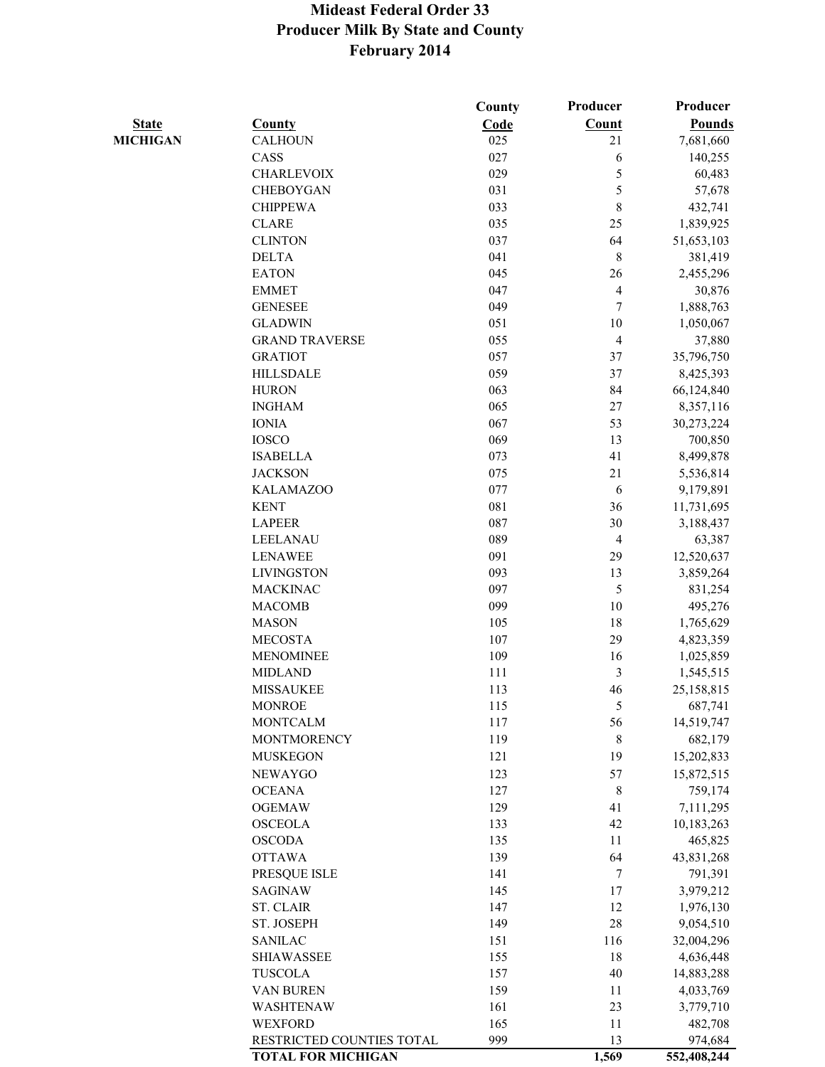# Mideast Federal Order 33
## Producer Milk By State and County
## February 2014

| State | County | County Code | Producer Count | Producer Pounds |
|---|---|---|---|---|
| **MICHIGAN** | CALHOUN | 025 | 21 | 7,681,660 |
| | CASS | 027 | 6 | 140,255 |
| | CHARLEVOIX | 029 | 5 | 60,483 |
| | CHEBOYGAN | 031 | 5 | 57,678 |
| | CHIPPEWA | 033 | 8 | 432,741 |
| | CLARE | 035 | 25 | 1,839,925 |
| | CLINTON | 037 | 64 | 51,653,103 |
| | DELTA | 041 | 8 | 381,419 |
| | EATON | 045 | 26 | 2,455,296 |
| | EMMET | 047 | 4 | 30,876 |
| | GENESEE | 049 | 7 | 1,888,763 |
| | GLADWIN | 051 | 10 | 1,050,067 |
| | GRAND TRAVERSE | 055 | 4 | 37,880 |
| | GRATIOT | 057 | 37 | 35,796,750 |
| | HILLSDALE | 059 | 37 | 8,425,393 |
| | HURON | 063 | 84 | 66,124,840 |
| | INGHAM | 065 | 27 | 8,357,116 |
| | IONIA | 067 | 53 | 30,273,224 |
| | IOSCO | 069 | 13 | 700,850 |
| | ISABELLA | 073 | 41 | 8,499,878 |
| | JACKSON | 075 | 21 | 5,536,814 |
| | KALAMAZOO | 077 | 6 | 9,179,891 |
| | KENT | 081 | 36 | 11,731,695 |
| | LAPEER | 087 | 30 | 3,188,437 |
| | LEELANAU | 089 | 4 | 63,387 |
| | LENAWEE | 091 | 29 | 12,520,637 |
| | LIVINGSTON | 093 | 13 | 3,859,264 |
| | MACKINAC | 097 | 5 | 831,254 |
| | MACOMB | 099 | 10 | 495,276 |
| | MASON | 105 | 18 | 1,765,629 |
| | MECOSTA | 107 | 29 | 4,823,359 |
| | MENOMINEE | 109 | 16 | 1,025,859 |
| | MIDLAND | 111 | 3 | 1,545,515 |
| | MISSAUKEE | 113 | 46 | 25,158,815 |
| | MONROE | 115 | 5 | 687,741 |
| | MONTCALM | 117 | 56 | 14,519,747 |
| | MONTMORENCY | 119 | 8 | 682,179 |
| | MUSKEGON | 121 | 19 | 15,202,833 |
| | NEWAYGO | 123 | 57 | 15,872,515 |
| | OCEANA | 127 | 8 | 759,174 |
| | OGEMAW | 129 | 41 | 7,111,295 |
| | OSCEOLA | 133 | 42 | 10,183,263 |
| | OSCODA | 135 | 11 | 465,825 |
| | OTTAWA | 139 | 64 | 43,831,268 |
| | PRESQUE ISLE | 141 | 7 | 791,391 |
| | SAGINAW | 145 | 17 | 3,979,212 |
| | ST. CLAIR | 147 | 12 | 1,976,130 |
| | ST. JOSEPH | 149 | 28 | 9,054,510 |
| | SANILAC | 151 | 116 | 32,004,296 |
| | SHIAWASSEE | 155 | 18 | 4,636,448 |
| | TUSCOLA | 157 | 40 | 14,883,288 |
| | VAN BUREN | 159 | 11 | 4,033,769 |
| | WASHTENAW | 161 | 23 | 3,779,710 |
| | WEXFORD | 165 | 11 | 482,708 |
| | RESTRICTED COUNTIES TOTAL | 999 | 13 | 974,684 |
| | **TOTAL FOR MICHIGAN** | | **1,569** | **552,408,244** |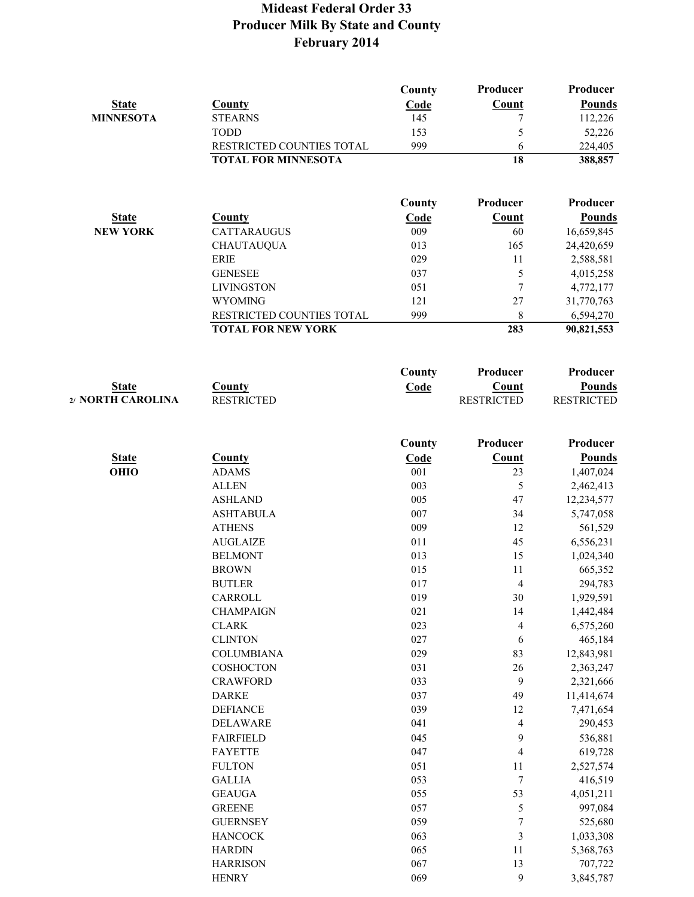# Mideast Federal Order 33
## Producer Milk By State and County
## February 2014

| State | County | County Code | Producer Count | Producer Pounds |
|---|---|---|---|---|
| MINNESOTA | STEARNS | 145 | 7 | 112,226 |
| | TODD | 153 | 5 | 52,226 |
| | RESTRICTED COUNTIES TOTAL | 999 | 6 | 224,405 |
| | **TOTAL FOR MINNESOTA** | | **18** | **388,857** |

| State | County | County Code | Producer Count | Producer Pounds |
|---|---|---|---|---|
| NEW YORK | CATTARAUGUS | 009 | 60 | 16,659,845 |
| | CHAUTAUQUA | 013 | 165 | 24,420,659 |
| | ERIE | 029 | 11 | 2,588,581 |
| | GENESEE | 037 | 5 | 4,015,258 |
| | LIVINGSTON | 051 | 7 | 4,772,177 |
| | WYOMING | 121 | 27 | 31,770,763 |
| | RESTRICTED COUNTIES TOTAL | 999 | 8 | 6,594,270 |
| | **TOTAL FOR NEW YORK** | | **283** | **90,821,553** |

| State | County | County Code | Producer Count | Producer Pounds |
|---|---|---|---|---|
| 2/ NORTH CAROLINA | RESTRICTED | | RESTRICTED | RESTRICTED |

| State | County | County Code | Producer Count | Producer Pounds |
|---|---|---|---|---|
| OHIO | ADAMS | 001 | 23 | 1,407,024 |
| | ALLEN | 003 | 5 | 2,462,413 |
| | ASHLAND | 005 | 47 | 12,234,577 |
| | ASHTABULA | 007 | 34 | 5,747,058 |
| | ATHENS | 009 | 12 | 561,529 |
| | AUGLAIZE | 011 | 45 | 6,556,231 |
| | BELMONT | 013 | 15 | 1,024,340 |
| | BROWN | 015 | 11 | 665,352 |
| | BUTLER | 017 | 4 | 294,783 |
| | CARROLL | 019 | 30 | 1,929,591 |
| | CHAMPAIGN | 021 | 14 | 1,442,484 |
| | CLARK | 023 | 4 | 6,575,260 |
| | CLINTON | 027 | 6 | 465,184 |
| | COLUMBIANA | 029 | 83 | 12,843,981 |
| | COSHOCTON | 031 | 26 | 2,363,247 |
| | CRAWFORD | 033 | 9 | 2,321,666 |
| | DARKE | 037 | 49 | 11,414,674 |
| | DEFIANCE | 039 | 12 | 7,471,654 |
| | DELAWARE | 041 | 4 | 290,453 |
| | FAIRFIELD | 045 | 9 | 536,881 |
| | FAYETTE | 047 | 4 | 619,728 |
| | FULTON | 051 | 11 | 2,527,574 |
| | GALLIA | 053 | 7 | 416,519 |
| | GEAUGA | 055 | 53 | 4,051,211 |
| | GREENE | 057 | 5 | 997,084 |
| | GUERNSEY | 059 | 7 | 525,680 |
| | HANCOCK | 063 | 3 | 1,033,308 |
| | HARDIN | 065 | 11 | 5,368,763 |
| | HARRISON | 067 | 13 | 707,722 |
| | HENRY | 069 | 9 | 3,845,787 |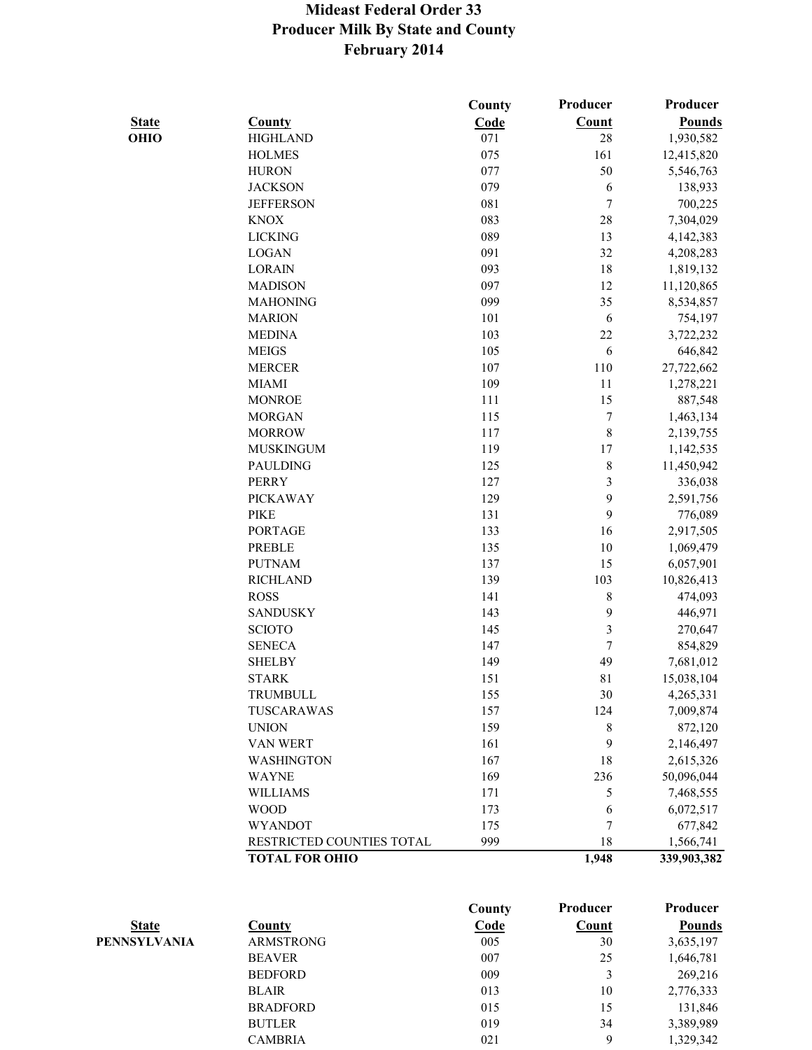# Mideast Federal Order 33
## Producer Milk By State and County
### February 2014

| State | County | County Code | Producer Count | Producer Pounds |
|---|---|---|---|---|
| OHIO | HIGHLAND | 071 | 28 | 1,930,582 |
| | HOLMES | 075 | 161 | 12,415,820 |
| | HURON | 077 | 50 | 5,546,763 |
| | JACKSON | 079 | 6 | 138,933 |
| | JEFFERSON | 081 | 7 | 700,225 |
| | KNOX | 083 | 28 | 7,304,029 |
| | LICKING | 089 | 13 | 4,142,383 |
| | LOGAN | 091 | 32 | 4,208,283 |
| | LORAIN | 093 | 18 | 1,819,132 |
| | MADISON | 097 | 12 | 11,120,865 |
| | MAHONING | 099 | 35 | 8,534,857 |
| | MARION | 101 | 6 | 754,197 |
| | MEDINA | 103 | 22 | 3,722,232 |
| | MEIGS | 105 | 6 | 646,842 |
| | MERCER | 107 | 110 | 27,722,662 |
| | MIAMI | 109 | 11 | 1,278,221 |
| | MONROE | 111 | 15 | 887,548 |
| | MORGAN | 115 | 7 | 1,463,134 |
| | MORROW | 117 | 8 | 2,139,755 |
| | MUSKINGUM | 119 | 17 | 1,142,535 |
| | PAULDING | 125 | 8 | 11,450,942 |
| | PERRY | 127 | 3 | 336,038 |
| | PICKAWAY | 129 | 9 | 2,591,756 |
| | PIKE | 131 | 9 | 776,089 |
| | PORTAGE | 133 | 16 | 2,917,505 |
| | PREBLE | 135 | 10 | 1,069,479 |
| | PUTNAM | 137 | 15 | 6,057,901 |
| | RICHLAND | 139 | 103 | 10,826,413 |
| | ROSS | 141 | 8 | 474,093 |
| | SANDUSKY | 143 | 9 | 446,971 |
| | SCIOTO | 145 | 3 | 270,647 |
| | SENECA | 147 | 7 | 854,829 |
| | SHELBY | 149 | 49 | 7,681,012 |
| | STARK | 151 | 81 | 15,038,104 |
| | TRUMBULL | 155 | 30 | 4,265,331 |
| | TUSCARAWAS | 157 | 124 | 7,009,874 |
| | UNION | 159 | 8 | 872,120 |
| | VAN WERT | 161 | 9 | 2,146,497 |
| | WASHINGTON | 167 | 18 | 2,615,326 |
| | WAYNE | 169 | 236 | 50,096,044 |
| | WILLIAMS | 171 | 5 | 7,468,555 |
| | WOOD | 173 | 6 | 6,072,517 |
| | WYANDOT | 175 | 7 | 677,842 |
| | RESTRICTED COUNTIES TOTAL | 999 | 18 | 1,566,741 |
| | **TOTAL FOR OHIO** | | **1,948** | **339,903,382** |

| State | County | County Code | Producer Count | Producer Pounds |
|---|---|---|---|---|
| PENNSYLVANIA | ARMSTRONG | 005 | 30 | 3,635,197 |
| | BEAVER | 007 | 25 | 1,646,781 |
| | BEDFORD | 009 | 3 | 269,216 |
| | BLAIR | 013 | 10 | 2,776,333 |
| | BRADFORD | 015 | 15 | 131,846 |
| | BUTLER | 019 | 34 | 3,389,989 |
| | CAMBRIA | 021 | 9 | 1,329,342 |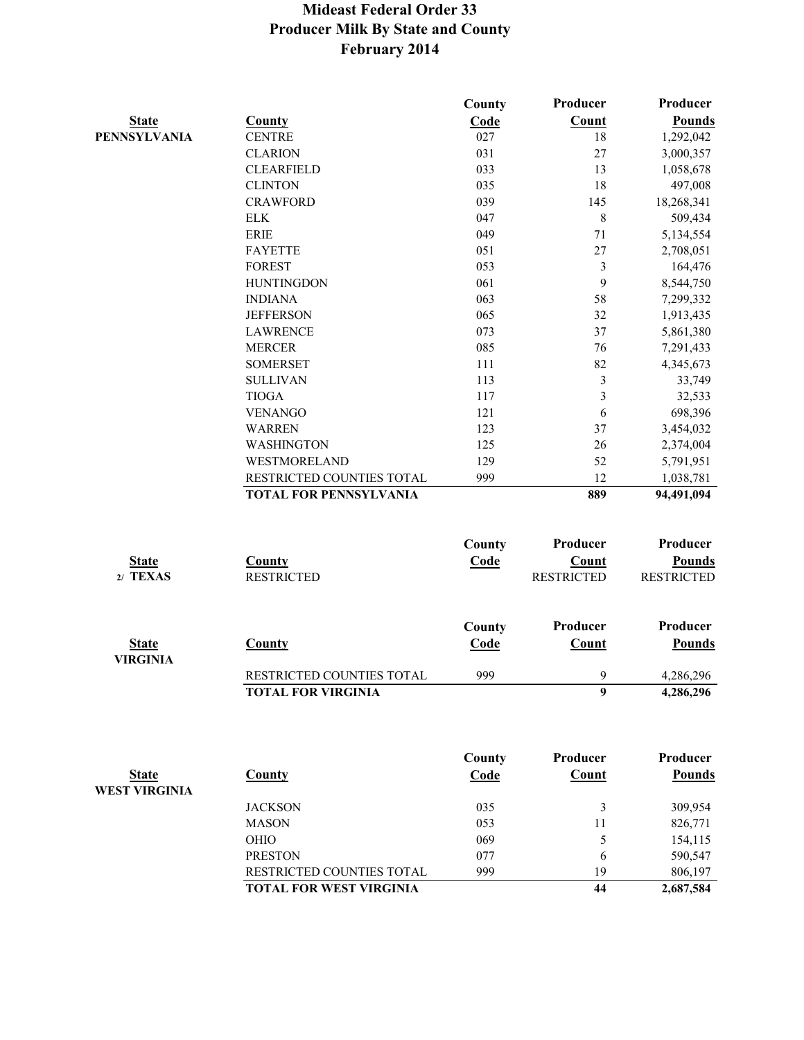# Mideast Federal Order 33
## Producer Milk By State and County
## February 2014

| State | County | County Code | Producer Count | Producer Pounds |
|---|---|---|---|---|
| PENNSYLVANIA | CENTRE | 027 | 18 | 1,292,042 |
| | CLARION | 031 | 27 | 3,000,357 |
| | CLEARFIELD | 033 | 13 | 1,058,678 |
| | CLINTON | 035 | 18 | 497,008 |
| | CRAWFORD | 039 | 145 | 18,268,341 |
| | ELK | 047 | 8 | 509,434 |
| | ERIE | 049 | 71 | 5,134,554 |
| | FAYETTE | 051 | 27 | 2,708,051 |
| | FOREST | 053 | 3 | 164,476 |
| | HUNTINGDON | 061 | 9 | 8,544,750 |
| | INDIANA | 063 | 58 | 7,299,332 |
| | JEFFERSON | 065 | 32 | 1,913,435 |
| | LAWRENCE | 073 | 37 | 5,861,380 |
| | MERCER | 085 | 76 | 7,291,433 |
| | SOMERSET | 111 | 82 | 4,345,673 |
| | SULLIVAN | 113 | 3 | 33,749 |
| | TIOGA | 117 | 3 | 32,533 |
| | VENANGO | 121 | 6 | 698,396 |
| | WARREN | 123 | 37 | 3,454,032 |
| | WASHINGTON | 125 | 26 | 2,374,004 |
| | WESTMORELAND | 129 | 52 | 5,791,951 |
| | RESTRICTED COUNTIES TOTAL | 999 | 12 | 1,038,781 |
| | **TOTAL FOR PENNSYLVANIA** | | **889** | **94,491,094** |

| State | County | County Code | Producer Count | Producer Pounds |
|---|---|---|---|---|
| 2/ TEXAS | RESTRICTED | | RESTRICTED | RESTRICTED |

| State | County | County Code | Producer Count | Producer Pounds |
|---|---|---|---|---|
| VIRGINIA | | | | |
| | RESTRICTED COUNTIES TOTAL | 999 | 9 | 4,286,296 |
| | **TOTAL FOR VIRGINIA** | | **9** | **4,286,296** |

| State | County | County Code | Producer Count | Producer Pounds |
|---|---|---|---|---|
| WEST VIRGINIA | | | | |
| | JACKSON | 035 | 3 | 309,954 |
| | MASON | 053 | 11 | 826,771 |
| | OHIO | 069 | 5 | 154,115 |
| | PRESTON | 077 | 6 | 590,547 |
| | RESTRICTED COUNTIES TOTAL | 999 | 19 | 806,197 |
| | **TOTAL FOR WEST VIRGINIA** | | **44** | **2,687,584** |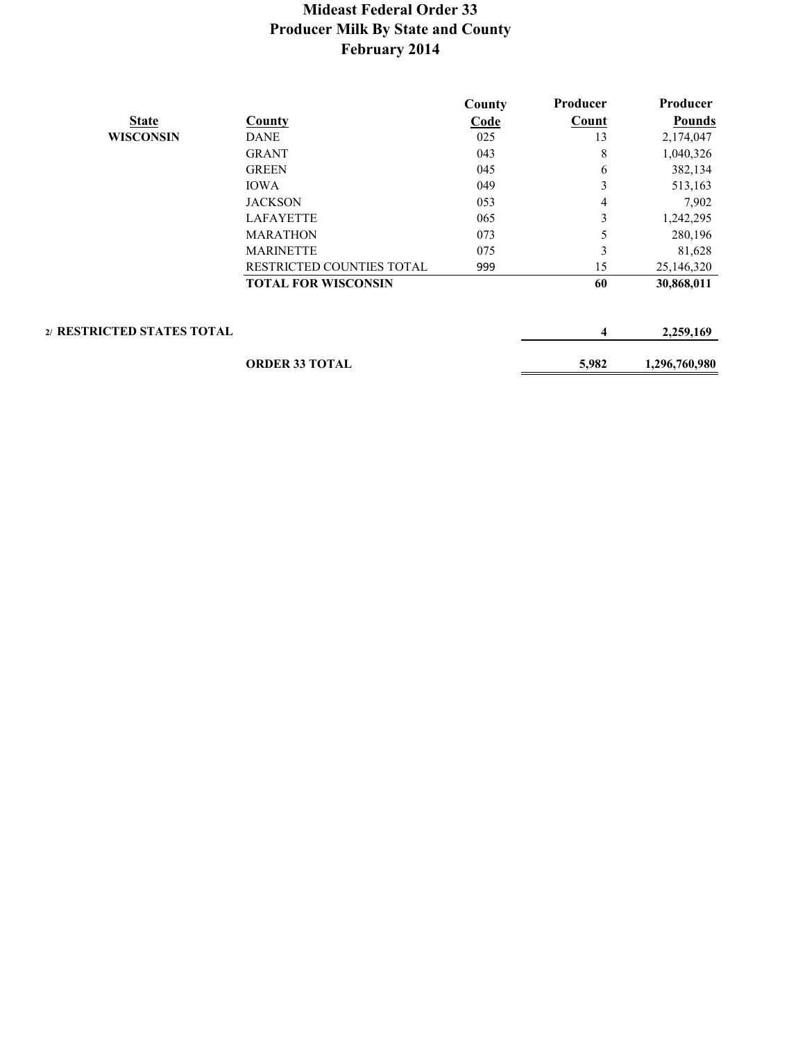# Mideast Federal Order 33
# Producer Milk By State and County
# February 2014

| State | County | County Code | Producer Count | Producer Pounds |
|---|---|---|---|---|
| WISCONSIN | DANE | 025 | 13 | 2,174,047 |
| | GRANT | 043 | 8 | 1,040,326 |
| | GREEN | 045 | 6 | 382,134 |
| | IOWA | 049 | 3 | 513,163 |
| | JACKSON | 053 | 4 | 7,902 |
| | LAFAYETTE | 065 | 3 | 1,242,295 |
| | MARATHON | 073 | 5 | 280,196 |
| | MARINETTE | 075 | 3 | 81,628 |
| | RESTRICTED COUNTIES TOTAL | 999 | 15 | 25,146,320 |
| | **TOTAL FOR WISCONSIN** | | **60** | **30,868,011** |
| 2/ **RESTRICTED STATES TOTAL** | | | **4** | **2,259,169** |
| | **ORDER 33 TOTAL** | | **5,982** | **1,296,760,980** |